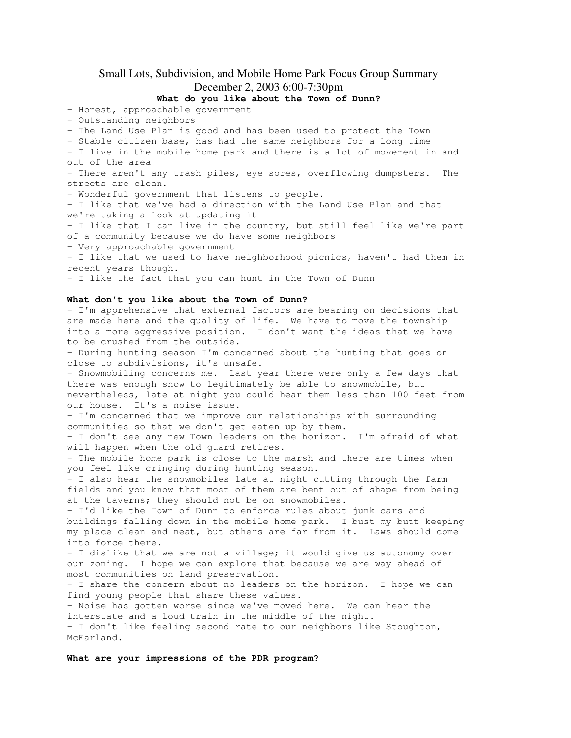# Small Lots, Subdivision, and Mobile Home Park Focus Group Summary
## December 2, 2003 6:00-7:30pm

**What do you like about the Town of Dunn?**

- Honest, approachable government
- Outstanding neighbors
- The Land Use Plan is good and has been used to protect the Town
- Stable citizen base, has had the same neighbors for a long time
- I live in the mobile home park and there is a lot of movement in and out of the area
- There aren't any trash piles, eye sores, overflowing dumpsters. The streets are clean.
- Wonderful government that listens to people.
- I like that we've had a direction with the Land Use Plan and that we're taking a look at updating it
- I like that I can live in the country, but still feel like we're part of a community because we do have some neighbors
- Very approachable government
- I like that we used to have neighborhood picnics, haven't had them in recent years though.
- I like the fact that you can hunt in the Town of Dunn

**What don't you like about the Town of Dunn?**

- I'm apprehensive that external factors are bearing on decisions that are made here and the quality of life. We have to move the township into a more aggressive position. I don't want the ideas that we have to be crushed from the outside.
- During hunting season I'm concerned about the hunting that goes on close to subdivisions, it's unsafe.
- Snowmobiling concerns me. Last year there were only a few days that there was enough snow to legitimately be able to snowmobile, but nevertheless, late at night you could hear them less than 100 feet from our house. It's a noise issue.
- I'm concerned that we improve our relationships with surrounding communities so that we don't get eaten up by them.
- I don't see any new Town leaders on the horizon. I'm afraid of what will happen when the old guard retires.
- The mobile home park is close to the marsh and there are times when you feel like cringing during hunting season.
- I also hear the snowmobiles late at night cutting through the farm fields and you know that most of them are bent out of shape from being at the taverns; they should not be on snowmobiles.
- I'd like the Town of Dunn to enforce rules about junk cars and buildings falling down in the mobile home park. I bust my butt keeping my place clean and neat, but others are far from it. Laws should come into force there.
- I dislike that we are not a village; it would give us autonomy over our zoning. I hope we can explore that because we are way ahead of most communities on land preservation.
- I share the concern about no leaders on the horizon. I hope we can find young people that share these values.
- Noise has gotten worse since we've moved here. We can hear the interstate and a loud train in the middle of the night.
- I don't like feeling second rate to our neighbors like Stoughton, McFarland.

**What are your impressions of the PDR program?**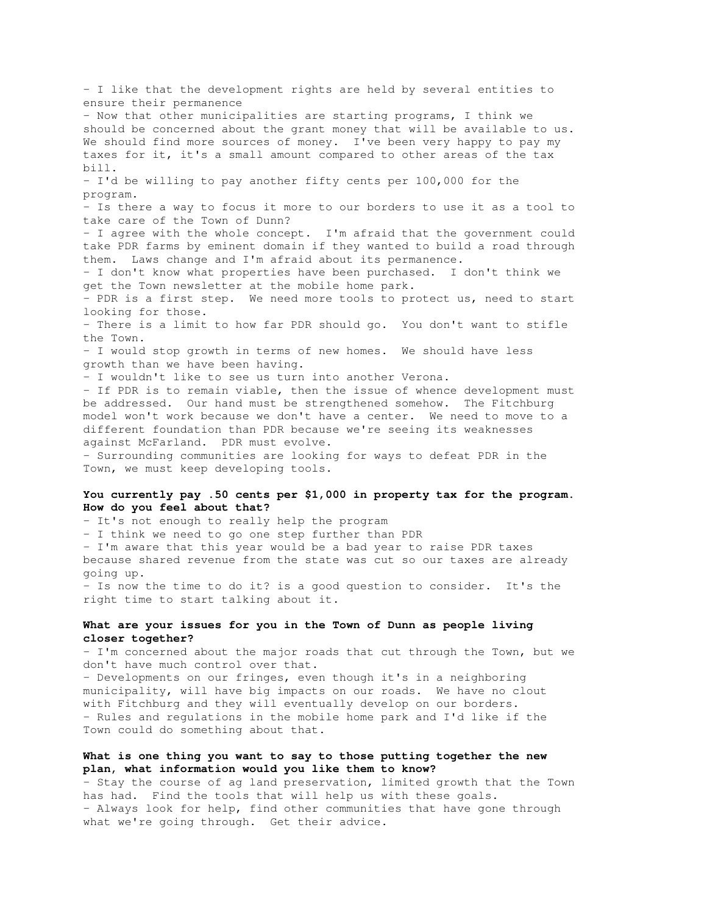- I like that the development rights are held by several entities to ensure their permanence
- Now that other municipalities are starting programs, I think we should be concerned about the grant money that will be available to us. We should find more sources of money. I've been very happy to pay my taxes for it, it's a small amount compared to other areas of the tax bill.
- I'd be willing to pay another fifty cents per 100,000 for the program.
- Is there a way to focus it more to our borders to use it as a tool to take care of the Town of Dunn?
- I agree with the whole concept. I'm afraid that the government could take PDR farms by eminent domain if they wanted to build a road through them. Laws change and I'm afraid about its permanence.
- I don't know what properties have been purchased. I don't think we get the Town newsletter at the mobile home park.
- PDR is a first step. We need more tools to protect us, need to start looking for those.
- There is a limit to how far PDR should go. You don't want to stifle the Town.
- I would stop growth in terms of new homes. We should have less growth than we have been having.
- I wouldn't like to see us turn into another Verona.
- If PDR is to remain viable, then the issue of whence development must be addressed. Our hand must be strengthened somehow. The Fitchburg model won't work because we don't have a center. We need to move to a different foundation than PDR because we're seeing its weaknesses against McFarland. PDR must evolve.
- Surrounding communities are looking for ways to defeat PDR in the Town, we must keep developing tools.

**You currently pay .50 cents per $1,000 in property tax for the program. How do you feel about that?**

- It's not enough to really help the program
- I think we need to go one step further than PDR
- I'm aware that this year would be a bad year to raise PDR taxes because shared revenue from the state was cut so our taxes are already going up.
- Is now the time to do it? is a good question to consider. It's the right time to start talking about it.

**What are your issues for you in the Town of Dunn as people living closer together?**

- I'm concerned about the major roads that cut through the Town, but we don't have much control over that.
- Developments on our fringes, even though it's in a neighboring municipality, will have big impacts on our roads. We have no clout with Fitchburg and they will eventually develop on our borders.
- Rules and regulations in the mobile home park and I'd like if the Town could do something about that.

**What is one thing you want to say to those putting together the new plan, what information would you like them to know?**

- Stay the course of ag land preservation, limited growth that the Town has had. Find the tools that will help us with these goals.
- Always look for help, find other communities that have gone through what we're going through. Get their advice.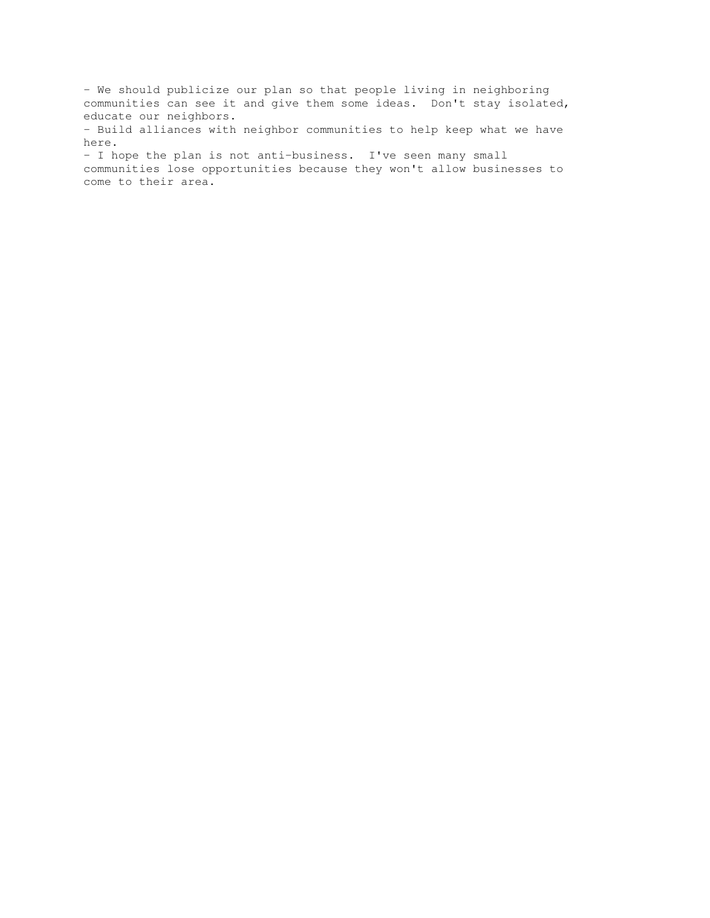- We should publicize our plan so that people living in neighboring communities can see it and give them some ideas.  Don't stay isolated, educate our neighbors.
- Build alliances with neighbor communities to help keep what we have here.
- I hope the plan is not anti-business.  I've seen many small communities lose opportunities because they won't allow businesses to come to their area.